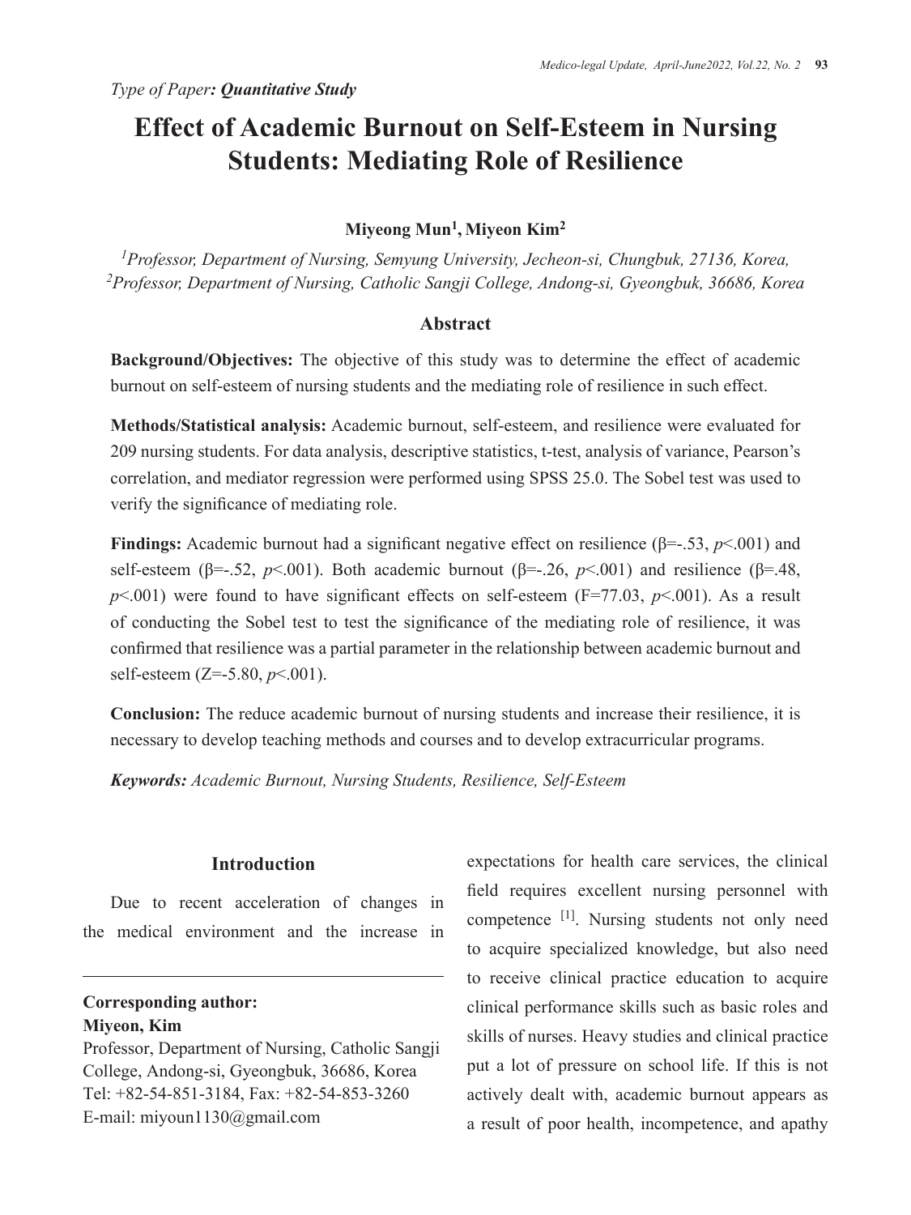*Type of Paper: **Quantitative Study***

# Effect of Academic Burnout on Self-Esteem in Nursing Students: Mediating Role of Resilience

**Miyeong Mun[1], Miyeon Kim[2]**

[1]*Professor, Department of Nursing, Semyung University, Jecheon-si, Chungbuk, 27136, Korea,*
[2]*Professor, Department of Nursing, Catholic Sangji College, Andong-si, Gyeongbuk, 36686, Korea*

## Abstract

**Background/Objectives:** The objective of this study was to determine the effect of academic burnout on self-esteem of nursing students and the mediating role of resilience in such effect.

**Methods/Statistical analysis:** Academic burnout, self-esteem, and resilience were evaluated for 209 nursing students. For data analysis, descriptive statistics, t-test, analysis of variance, Pearson's correlation, and mediator regression were performed using SPSS 25.0. The Sobel test was used to verify the significance of mediating role.

**Findings:** Academic burnout had a significant negative effect on resilience ($\beta$=-.53, $p$<.001) and self-esteem ($\beta$=-.52, $p$<.001). Both academic burnout ($\beta$=-.26, $p$<.001) and resilience ($\beta$=.48, $p$<.001) were found to have significant effects on self-esteem (F=77.03, $p$<.001). As a result of conducting the Sobel test to test the significance of the mediating role of resilience, it was confirmed that resilience was a partial parameter in the relationship between academic burnout and self-esteem (Z=-5.80, $p$<.001).

**Conclusion:** The reduce academic burnout of nursing students and increase their resilience, it is necessary to develop teaching methods and courses and to develop extracurricular programs.

***Keywords:*** *Academic Burnout, Nursing Students, Resilience, Self-Esteem*

## Introduction

Due to recent acceleration of changes in the medical environment and the increase in expectations for health care services, the clinical field requires excellent nursing personnel with competence [1]. Nursing students not only need to acquire specialized knowledge, but also need to receive clinical practice education to acquire clinical performance skills such as basic roles and skills of nurses. Heavy studies and clinical practice put a lot of pressure on school life. If this is not actively dealt with, academic burnout appears as a result of poor health, incompetence, and apathy

**Corresponding author:**
**Miyeon, Kim**
Professor, Department of Nursing, Catholic Sangji College, Andong-si, Gyeongbuk, 36686, Korea
Tel: +82-54-851-3184, Fax: +82-54-853-3260
E-mail: miyoun1130@gmail.com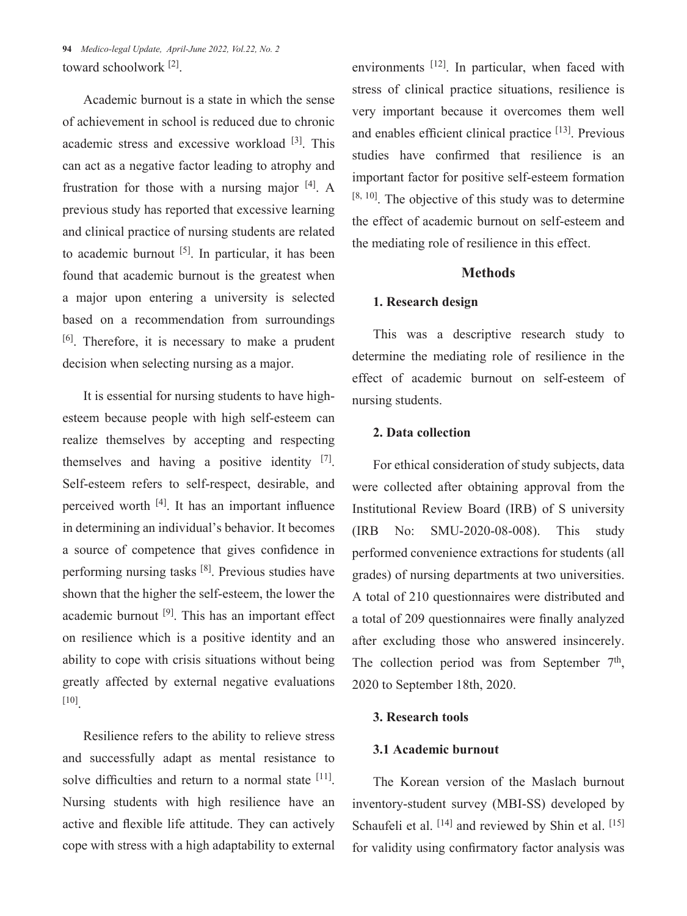toward schoolwork [2].

Academic burnout is a state in which the sense of achievement in school is reduced due to chronic academic stress and excessive workload [3]. This can act as a negative factor leading to atrophy and frustration for those with a nursing major [4]. A previous study has reported that excessive learning and clinical practice of nursing students are related to academic burnout [5]. In particular, it has been found that academic burnout is the greatest when a major upon entering a university is selected based on a recommendation from surroundings [6]. Therefore, it is necessary to make a prudent decision when selecting nursing as a major.

It is essential for nursing students to have high-esteem because people with high self-esteem can realize themselves by accepting and respecting themselves and having a positive identity [7]. Self-esteem refers to self-respect, desirable, and perceived worth [4]. It has an important influence in determining an individual's behavior. It becomes a source of competence that gives confidence in performing nursing tasks [8]. Previous studies have shown that the higher the self-esteem, the lower the academic burnout [9]. This has an important effect on resilience which is a positive identity and an ability to cope with crisis situations without being greatly affected by external negative evaluations [10].

Resilience refers to the ability to relieve stress and successfully adapt as mental resistance to solve difficulties and return to a normal state [11]. Nursing students with high resilience have an active and flexible life attitude. They can actively cope with stress with a high adaptability to external environments [12]. In particular, when faced with stress of clinical practice situations, resilience is very important because it overcomes them well and enables efficient clinical practice [13]. Previous studies have confirmed that resilience is an important factor for positive self-esteem formation [8, 10]. The objective of this study was to determine the effect of academic burnout on self-esteem and the mediating role of resilience in this effect.

## Methods

### 1. Research design

This was a descriptive research study to determine the mediating role of resilience in the effect of academic burnout on self-esteem of nursing students.

### 2. Data collection

For ethical consideration of study subjects, data were collected after obtaining approval from the Institutional Review Board (IRB) of S university (IRB No: SMU-2020-08-008). This study performed convenience extractions for students (all grades) of nursing departments at two universities. A total of 210 questionnaires were distributed and a total of 209 questionnaires were finally analyzed after excluding those who answered insincerely. The collection period was from September 7th, 2020 to September 18th, 2020.

### 3. Research tools

#### 3.1 Academic burnout

The Korean version of the Maslach burnout inventory-student survey (MBI-SS) developed by Schaufeli et al. [14] and reviewed by Shin et al. [15] for validity using confirmatory factor analysis was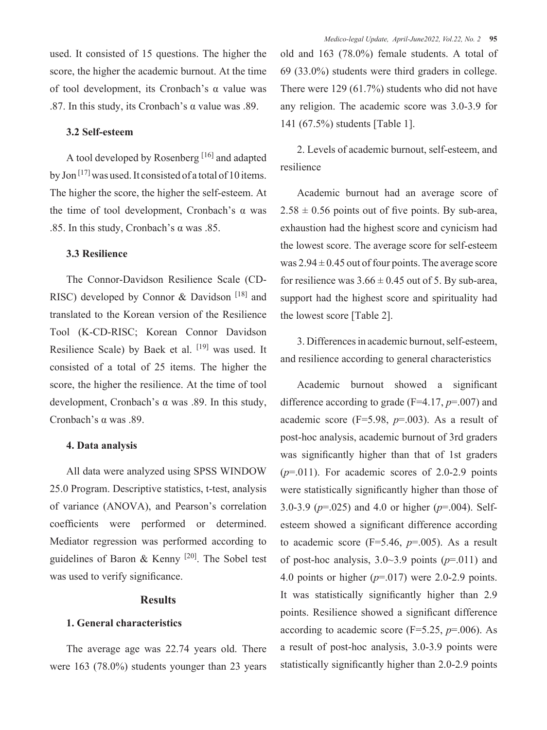used. It consisted of 15 questions. The higher the score, the higher the academic burnout. At the time of tool development, its Cronbach's α value was .87. In this study, its Cronbach's α value was .89.

### 3.2 Self-esteem

A tool developed by Rosenberg [16] and adapted by Jon [17] was used. It consisted of a total of 10 items. The higher the score, the higher the self-esteem. At the time of tool development, Cronbach's α was .85. In this study, Cronbach's α was .85.

### 3.3 Resilience

The Connor-Davidson Resilience Scale (CD-RISC) developed by Connor & Davidson [18] and translated to the Korean version of the Resilience Tool (K-CD-RISC; Korean Connor Davidson Resilience Scale) by Baek et al. [19] was used. It consisted of a total of 25 items. The higher the score, the higher the resilience. At the time of tool development, Cronbach's α was .89. In this study, Cronbach's α was .89.

### 4. Data analysis

All data were analyzed using SPSS WINDOW 25.0 Program. Descriptive statistics, t-test, analysis of variance (ANOVA), and Pearson's correlation coefficients were performed or determined. Mediator regression was performed according to guidelines of Baron & Kenny [20]. The Sobel test was used to verify significance.

## Results

### 1. General characteristics

The average age was 22.74 years old. There were 163 (78.0%) students younger than 23 years old and 163 (78.0%) female students. A total of 69 (33.0%) students were third graders in college. There were 129 (61.7%) students who did not have any religion. The academic score was 3.0-3.9 for 141 (67.5%) students [Table 1].

2. Levels of academic burnout, self-esteem, and resilience

Academic burnout had an average score of $2.58 \pm 0.56$ points out of five points. By sub-area, exhaustion had the highest score and cynicism had the lowest score. The average score for self-esteem was $2.94 \pm 0.45$ out of four points. The average score for resilience was $3.66 \pm 0.45$ out of 5. By sub-area, support had the highest score and spirituality had the lowest score [Table 2].

3. Differences in academic burnout, self-esteem, and resilience according to general characteristics

Academic burnout showed a significant difference according to grade ($F=4.17$, $p=.007$) and academic score ($F=5.98$, $p=.003$). As a result of post-hoc analysis, academic burnout of 3rd graders was significantly higher than that of 1st graders ($p=.011$). For academic scores of 2.0-2.9 points were statistically significantly higher than those of 3.0-3.9 ($p=.025$) and 4.0 or higher ($p=.004$). Self-esteem showed a significant difference according to academic score ($F=5.46$, $p=.005$). As a result of post-hoc analysis, 3.0~3.9 points ($p=.011$) and 4.0 points or higher ($p=.017$) were 2.0-2.9 points. It was statistically significantly higher than 2.9 points. Resilience showed a significant difference according to academic score ($F=5.25$, $p=.006$). As a result of post-hoc analysis, 3.0-3.9 points were statistically significantly higher than 2.0-2.9 points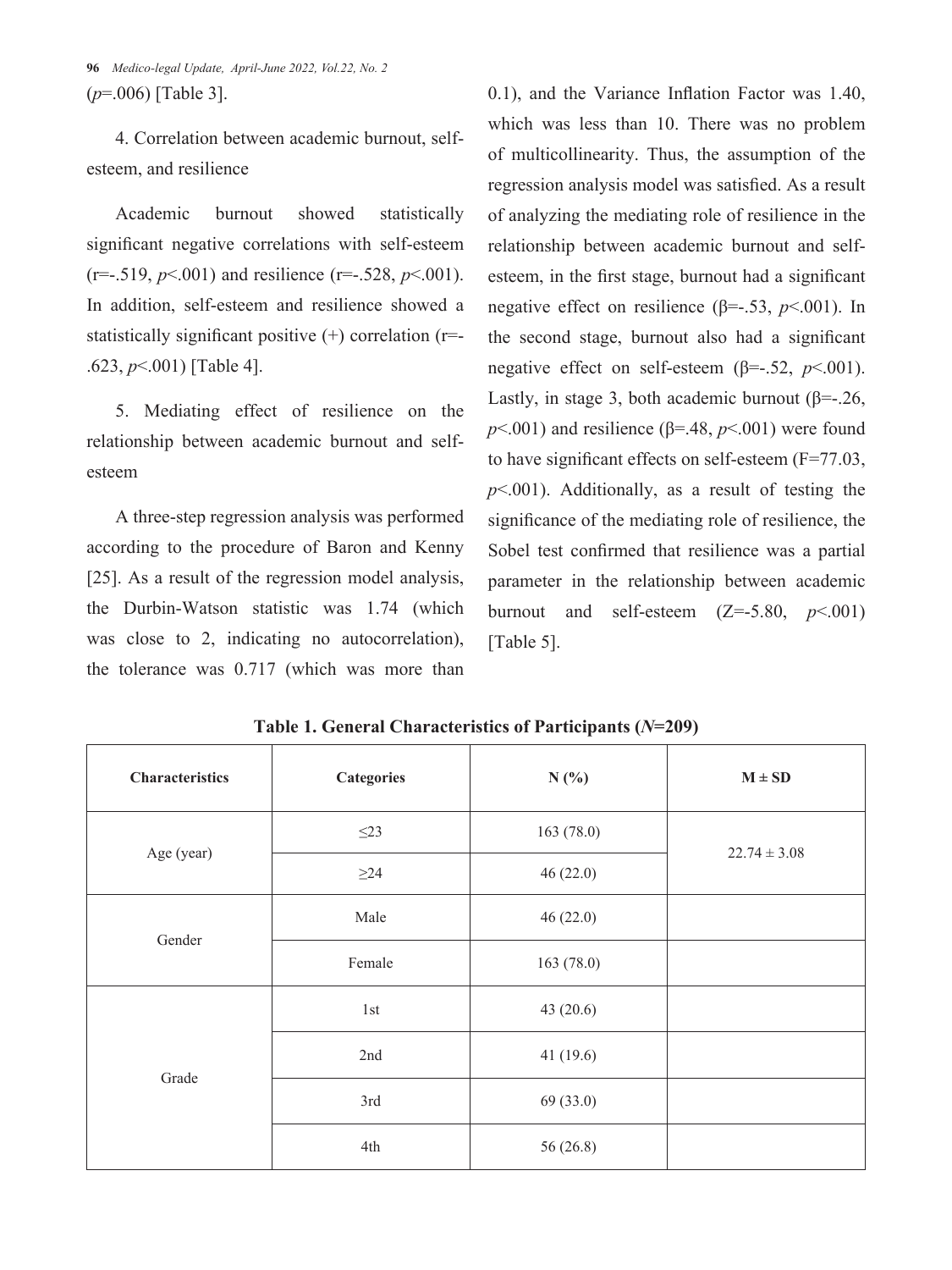($p$=.006) [Table 3].

4. Correlation between academic burnout, self-esteem, and resilience

Academic burnout showed statistically significant negative correlations with self-esteem (r=-.519, $p$<.001) and resilience (r=-.528, $p$<.001). In addition, self-esteem and resilience showed a statistically significant positive (+) correlation (r=-.623, $p$<.001) [Table 4].

5. Mediating effect of resilience on the relationship between academic burnout and self-esteem

A three-step regression analysis was performed according to the procedure of Baron and Kenny [25]. As a result of the regression model analysis, the Durbin-Watson statistic was 1.74 (which was close to 2, indicating no autocorrelation), the tolerance was 0.717 (which was more than 0.1), and the Variance Inflation Factor was 1.40, which was less than 10. There was no problem of multicollinearity. Thus, the assumption of the regression analysis model was satisfied. As a result of analyzing the mediating role of resilience in the relationship between academic burnout and self-esteem, in the first stage, burnout had a significant negative effect on resilience (β=-.53, $p$<.001). In the second stage, burnout also had a significant negative effect on self-esteem (β=-.52, $p$<.001). Lastly, in stage 3, both academic burnout (β=-.26, $p$<.001) and resilience (β=.48, $p$<.001) were found to have significant effects on self-esteem (F=77.03, $p$<.001). Additionally, as a result of testing the significance of the mediating role of resilience, the Sobel test confirmed that resilience was a partial parameter in the relationship between academic burnout and self-esteem (Z=-5.80, $p$<.001) [Table 5].

**Table 1. General Characteristics of Participants ($N$=209)**

| Characteristics | Categories | N (%) | M ± SD |
|---|---|---|---|
| Age (year) | ≤23 | 163 (78.0) | 22.74 ± 3.08 |
| | ≥24 | 46 (22.0) | |
| Gender | Male | 46 (22.0) | |
| | Female | 163 (78.0) | |
| Grade | 1st | 43 (20.6) | |
| | 2nd | 41 (19.6) | |
| | 3rd | 69 (33.0) | |
| | 4th | 56 (26.8) | |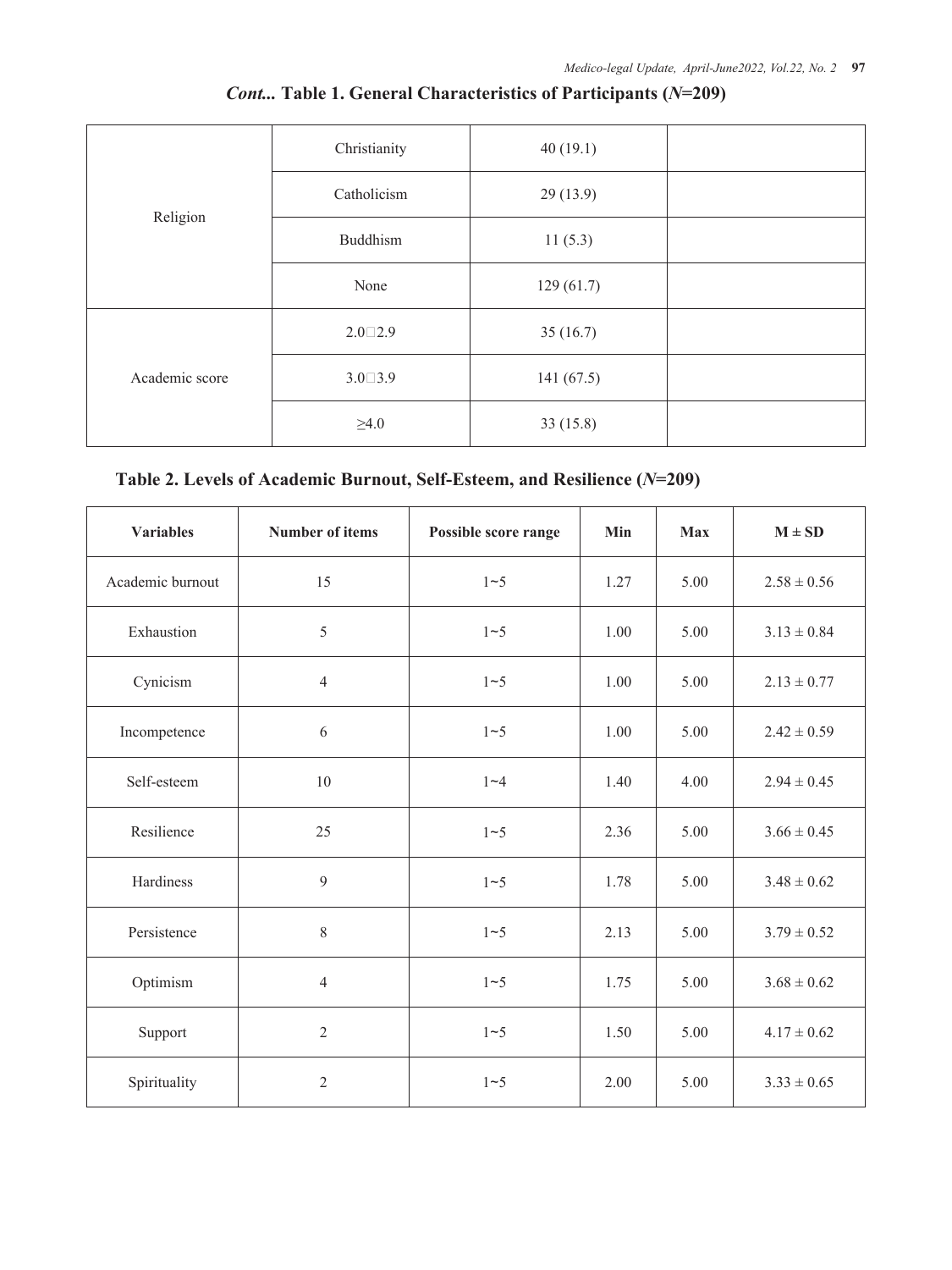***Cont...* Table 1. General Characteristics of Participants (*N*=209)**

| | | | |
|---|---|---|---|
| Religion | Christianity | 40 (19.1) | |
| | Catholicism | 29 (13.9) | |
| | Buddhism | 11 (5.3) | |
| | None | 129 (61.7) | |
| Academic score | 2.0□2.9 | 35 (16.7) | |
| | 3.0□3.9 | 141 (67.5) | |
| | ≥4.0 | 33 (15.8) | |

**Table 2. Levels of Academic Burnout, Self-Esteem, and Resilience (*N*=209)**

| Variables | Number of items | Possible score range | Min | Max | M ± SD |
|---|---|---|---|---|---|
| Academic burnout | 15 | 1~5 | 1.27 | 5.00 | 2.58 ± 0.56 |
| Exhaustion | 5 | 1~5 | 1.00 | 5.00 | 3.13 ± 0.84 |
| Cynicism | 4 | 1~5 | 1.00 | 5.00 | 2.13 ± 0.77 |
| Incompetence | 6 | 1~5 | 1.00 | 5.00 | 2.42 ± 0.59 |
| Self-esteem | 10 | 1~4 | 1.40 | 4.00 | 2.94 ± 0.45 |
| Resilience | 25 | 1~5 | 2.36 | 5.00 | 3.66 ± 0.45 |
| Hardiness | 9 | 1~5 | 1.78 | 5.00 | 3.48 ± 0.62 |
| Persistence | 8 | 1~5 | 2.13 | 5.00 | 3.79 ± 0.52 |
| Optimism | 4 | 1~5 | 1.75 | 5.00 | 3.68 ± 0.62 |
| Support | 2 | 1~5 | 1.50 | 5.00 | 4.17 ± 0.62 |
| Spirituality | 2 | 1~5 | 2.00 | 5.00 | 3.33 ± 0.65 |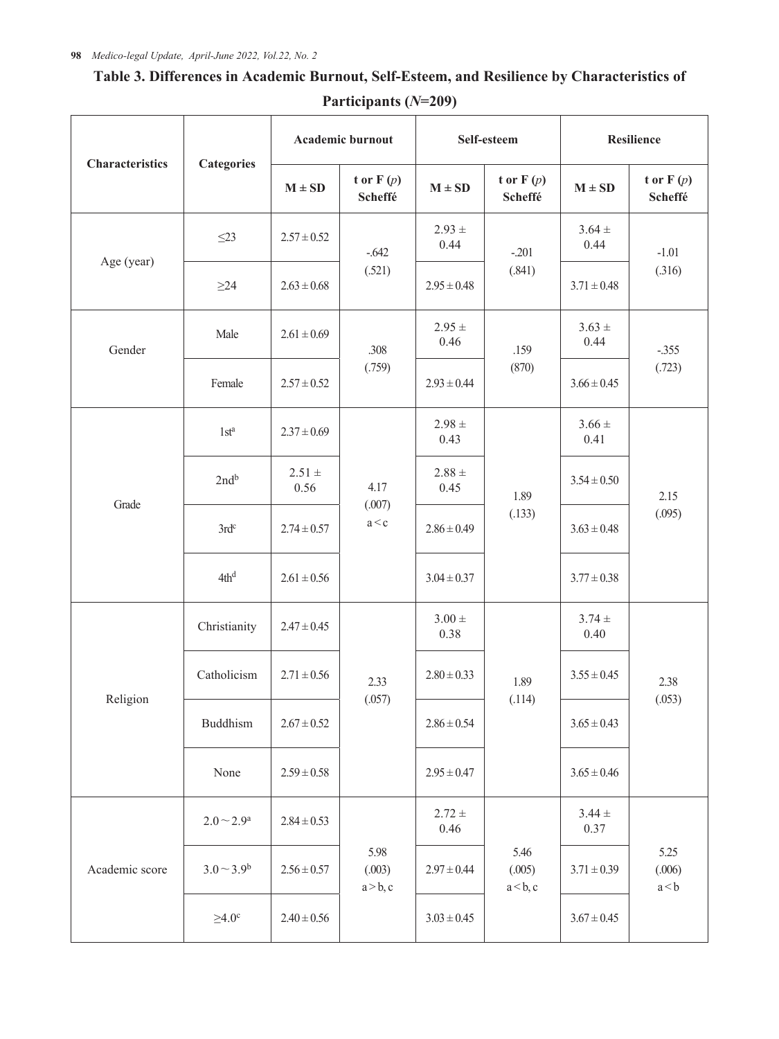**Table 3. Differences in Academic Burnout, Self-Esteem, and Resilience by Characteristics of Participants ($N$=209)**

| Characteristics | Categories | Academic burnout | | Self-esteem | | Resilience | |
|---|---|---|---|---|---|---|---|
| | | M ± SD | t or F ($p$) Scheffé | M ± SD | t or F ($p$) Scheffé | M ± SD | t or F ($p$) Scheffé |
| Age (year) | ≤23 | 2.57 ± 0.52 | -.642 (.521) | 2.93 ± 0.44 | -.201 (.841) | 3.64 ± 0.44 | -1.01 (.316) |
| | ≥24 | 2.63 ± 0.68 | | 2.95 ± 0.48 | | 3.71 ± 0.48 | |
| Gender | Male | 2.61 ± 0.69 | .308 (.759) | 2.95 ± 0.46 | .159 (870) | 3.63 ± 0.44 | -.355 (.723) |
| | Female | 2.57 ± 0.52 | | 2.93 ± 0.44 | | 3.66 ± 0.45 | |
| Grade | 1st[a] | 2.37 ± 0.69 | 4.17 (.007) a < c | 2.98 ± 0.43 | 1.89 (.133) | 3.66 ± 0.41 | 2.15 (.095) |
| | 2nd[b] | 2.51 ± 0.56 | | 2.88 ± 0.45 | | 3.54 ± 0.50 | |
| | 3rd[c] | 2.74 ± 0.57 | | 2.86 ± 0.49 | | 3.63 ± 0.48 | |
| | 4th[d] | 2.61 ± 0.56 | | 3.04 ± 0.37 | | 3.77 ± 0.38 | |
| Religion | Christianity | 2.47 ± 0.45 | 2.33 (.057) | 3.00 ± 0.38 | 1.89 (.114) | 3.74 ± 0.40 | 2.38 (.053) |
| | Catholicism | 2.71 ± 0.56 | | 2.80 ± 0.33 | | 3.55 ± 0.45 | |
| | Buddhism | 2.67 ± 0.52 | | 2.86 ± 0.54 | | 3.65 ± 0.43 | |
| | None | 2.59 ± 0.58 | | 2.95 ± 0.47 | | 3.65 ± 0.46 | |
| Academic score | 2.0 ~ 2.9[a] | 2.84 ± 0.53 | 5.98 (.003) a > b, c | 2.72 ± 0.46 | 5.46 (.005) a < b, c | 3.44 ± 0.37 | 5.25 (.006) a < b |
| | 3.0 ~ 3.9[b] | 2.56 ± 0.57 | | 2.97 ± 0.44 | | 3.71 ± 0.39 | |
| | ≥4.0[c] | 2.40 ± 0.56 | | 3.03 ± 0.45 | | 3.67 ± 0.45 | |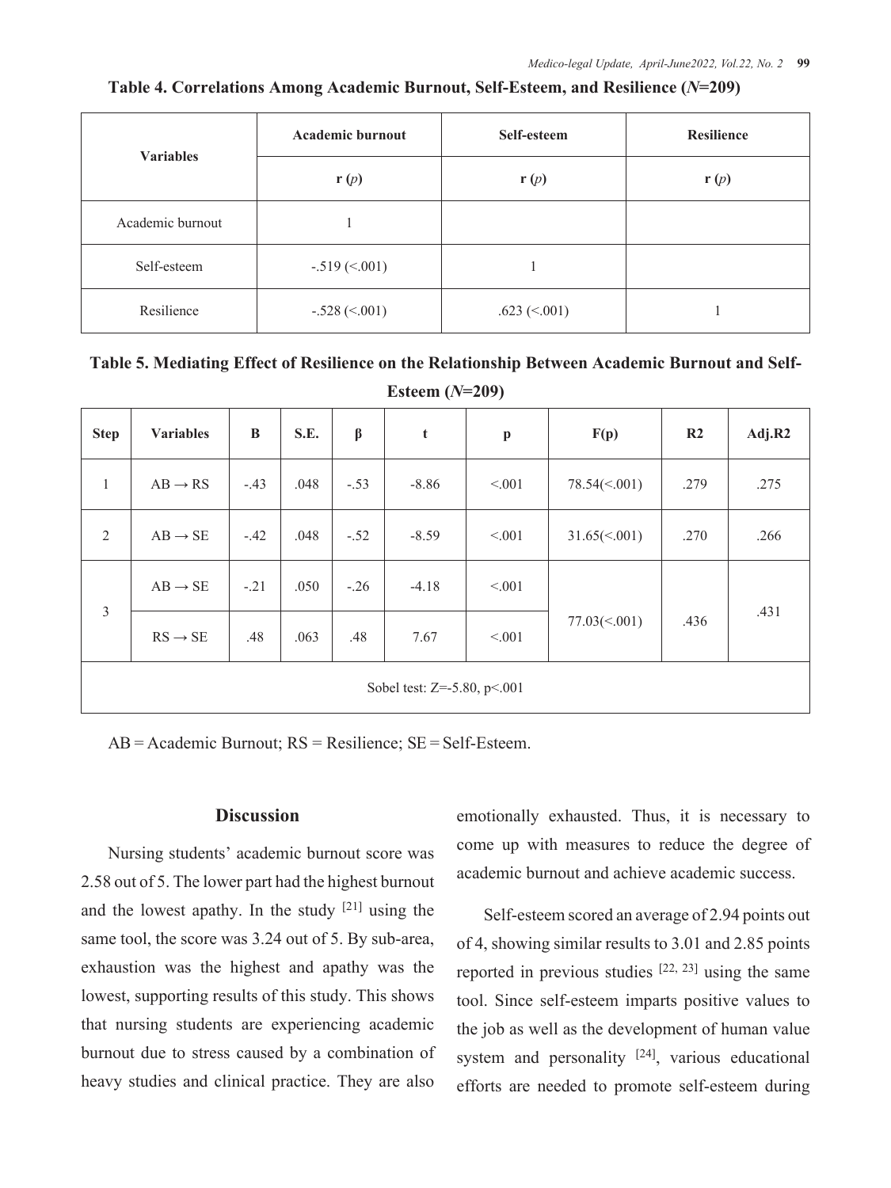**Table 4. Correlations Among Academic Burnout, Self-Esteem, and Resilience (*N*=209)**

| Variables | Academic burnout | Self-esteem | Resilience |
|---|---|---|---|
| | r (*p*) | r (*p*) | r (*p*) |
| Academic burnout | 1 | | |
| Self-esteem | -.519 (<.001) | 1 | |
| Resilience | -.528 (<.001) | .623 (<.001) | 1 |

**Table 5. Mediating Effect of Resilience on the Relationship Between Academic Burnout and Self-Esteem (*N*=209)**

| Step | Variables | B | S.E. | β | t | p | F(p) | R2 | Adj.R2 |
|---|---|---|---|---|---|---|---|---|---|
| 1 | AB → RS | -.43 | .048 | -.53 | -8.86 | <.001 | 78.54(<.001) | .279 | .275 |
| 2 | AB → SE | -.42 | .048 | -.52 | -8.59 | <.001 | 31.65(<.001) | .270 | .266 |
| 3 | AB → SE | -.21 | .050 | -.26 | -4.18 | <.001 | 77.03(<.001) | .436 | .431 |
| | RS → SE | .48 | .063 | .48 | 7.67 | <.001 | | | |
| Sobel test: Z=-5.80, p<.001 | | | | | | | | | |

AB = Academic Burnout; RS = Resilience; SE = Self-Esteem.

## Discussion

Nursing students' academic burnout score was 2.58 out of 5. The lower part had the highest burnout and the lowest apathy. In the study [21] using the same tool, the score was 3.24 out of 5. By sub-area, exhaustion was the highest and apathy was the lowest, supporting results of this study. This shows that nursing students are experiencing academic burnout due to stress caused by a combination of heavy studies and clinical practice. They are also emotionally exhausted. Thus, it is necessary to come up with measures to reduce the degree of academic burnout and achieve academic success.

Self-esteem scored an average of 2.94 points out of 4, showing similar results to 3.01 and 2.85 points reported in previous studies [22, 23] using the same tool. Since self-esteem imparts positive values to the job as well as the development of human value system and personality [24], various educational efforts are needed to promote self-esteem during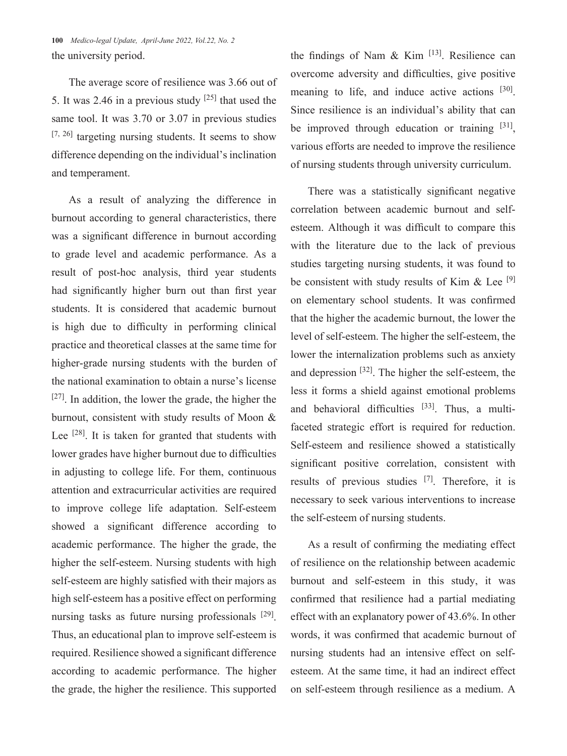the university period.

The average score of resilience was 3.66 out of 5. It was 2.46 in a previous study [25] that used the same tool. It was 3.70 or 3.07 in previous studies [7, 26] targeting nursing students. It seems to show difference depending on the individual's inclination and temperament.

As a result of analyzing the difference in burnout according to general characteristics, there was a significant difference in burnout according to grade level and academic performance. As a result of post-hoc analysis, third year students had significantly higher burn out than first year students. It is considered that academic burnout is high due to difficulty in performing clinical practice and theoretical classes at the same time for higher-grade nursing students with the burden of the national examination to obtain a nurse's license [27]. In addition, the lower the grade, the higher the burnout, consistent with study results of Moon & Lee [28]. It is taken for granted that students with lower grades have higher burnout due to difficulties in adjusting to college life. For them, continuous attention and extracurricular activities are required to improve college life adaptation. Self-esteem showed a significant difference according to academic performance. The higher the grade, the higher the self-esteem. Nursing students with high self-esteem are highly satisfied with their majors as high self-esteem has a positive effect on performing nursing tasks as future nursing professionals [29]. Thus, an educational plan to improve self-esteem is required. Resilience showed a significant difference according to academic performance. The higher the grade, the higher the resilience. This supported the findings of Nam & Kim [13]. Resilience can overcome adversity and difficulties, give positive meaning to life, and induce active actions [30]. Since resilience is an individual's ability that can be improved through education or training [31], various efforts are needed to improve the resilience of nursing students through university curriculum.

There was a statistically significant negative correlation between academic burnout and self-esteem. Although it was difficult to compare this with the literature due to the lack of previous studies targeting nursing students, it was found to be consistent with study results of Kim & Lee [9] on elementary school students. It was confirmed that the higher the academic burnout, the lower the level of self-esteem. The higher the self-esteem, the lower the internalization problems such as anxiety and depression [32]. The higher the self-esteem, the less it forms a shield against emotional problems and behavioral difficulties [33]. Thus, a multi-faceted strategic effort is required for reduction. Self-esteem and resilience showed a statistically significant positive correlation, consistent with results of previous studies [7]. Therefore, it is necessary to seek various interventions to increase the self-esteem of nursing students.

As a result of confirming the mediating effect of resilience on the relationship between academic burnout and self-esteem in this study, it was confirmed that resilience had a partial mediating effect with an explanatory power of 43.6%. In other words, it was confirmed that academic burnout of nursing students had an intensive effect on self-esteem. At the same time, it had an indirect effect on self-esteem through resilience as a medium. A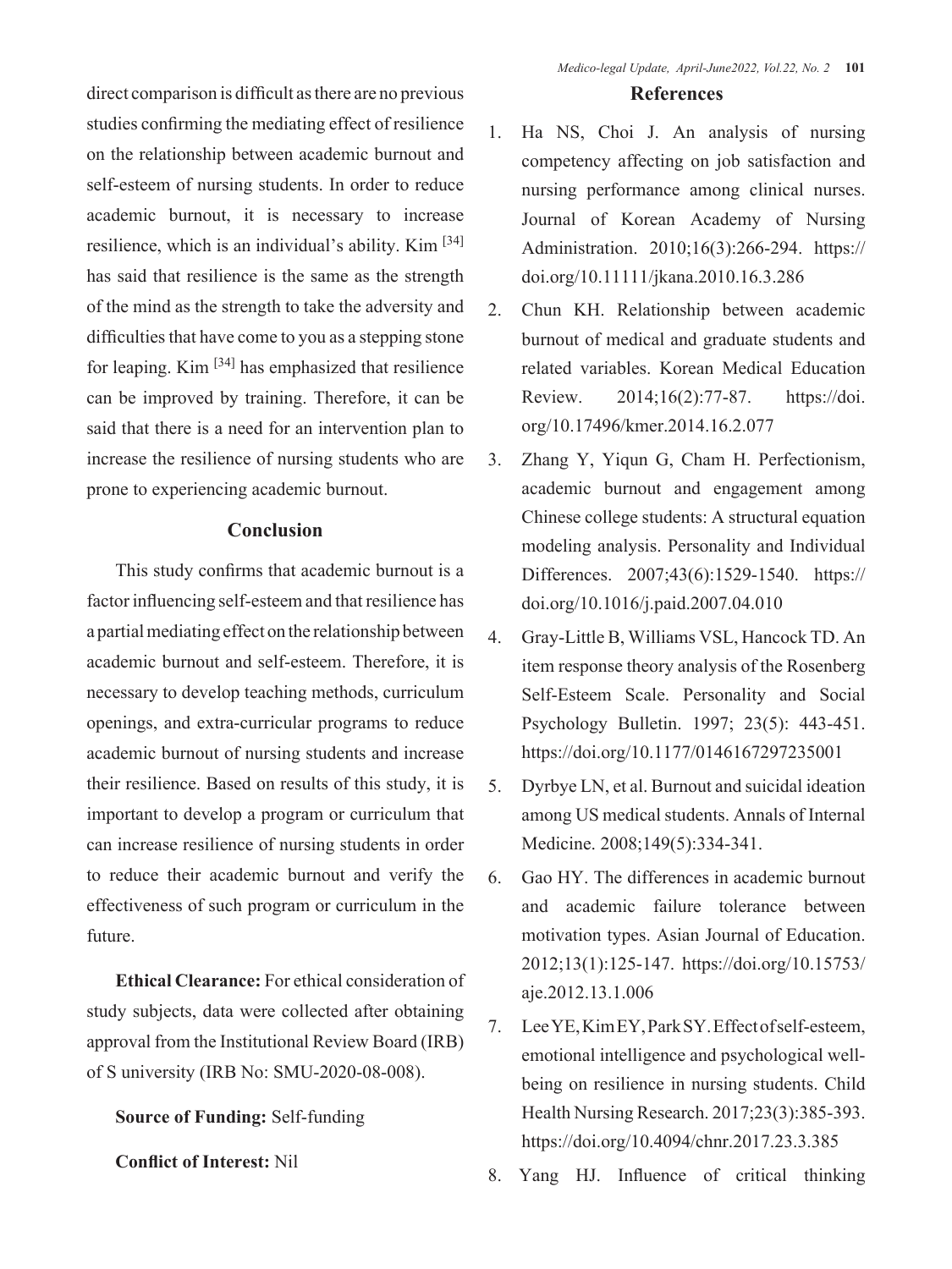direct comparison is difficult as there are no previous studies confirming the mediating effect of resilience on the relationship between academic burnout and self-esteem of nursing students. In order to reduce academic burnout, it is necessary to increase resilience, which is an individual's ability. Kim [34] has said that resilience is the same as the strength of the mind as the strength to take the adversity and difficulties that have come to you as a stepping stone for leaping. Kim [34] has emphasized that resilience can be improved by training. Therefore, it can be said that there is a need for an intervention plan to increase the resilience of nursing students who are prone to experiencing academic burnout.

## Conclusion

This study confirms that academic burnout is a factor influencing self-esteem and that resilience has a partial mediating effect on the relationship between academic burnout and self-esteem. Therefore, it is necessary to develop teaching methods, curriculum openings, and extra-curricular programs to reduce academic burnout of nursing students and increase their resilience. Based on results of this study, it is important to develop a program or curriculum that can increase resilience of nursing students in order to reduce their academic burnout and verify the effectiveness of such program or curriculum in the future.

**Ethical Clearance:** For ethical consideration of study subjects, data were collected after obtaining approval from the Institutional Review Board (IRB) of S university (IRB No: SMU-2020-08-008).

**Source of Funding:** Self-funding

**Conflict of Interest:** Nil

## References

1. Ha NS, Choi J. An analysis of nursing competency affecting on job satisfaction and nursing performance among clinical nurses. Journal of Korean Academy of Nursing Administration. 2010;16(3):266-294. https://doi.org/10.11111/jkana.2010.16.3.286
2. Chun KH. Relationship between academic burnout of medical and graduate students and related variables. Korean Medical Education Review. 2014;16(2):77-87. https://doi.org/10.17496/kmer.2014.16.2.077
3. Zhang Y, Yiqun G, Cham H. Perfectionism, academic burnout and engagement among Chinese college students: A structural equation modeling analysis. Personality and Individual Differences. 2007;43(6):1529-1540. https://doi.org/10.1016/j.paid.2007.04.010
4. Gray-Little B, Williams VSL, Hancock TD. An item response theory analysis of the Rosenberg Self-Esteem Scale. Personality and Social Psychology Bulletin. 1997; 23(5): 443-451. https://doi.org/10.1177/0146167297235001
5. Dyrbye LN, et al. Burnout and suicidal ideation among US medical students. Annals of Internal Medicine. 2008;149(5):334-341.
6. Gao HY. The differences in academic burnout and academic failure tolerance between motivation types. Asian Journal of Education. 2012;13(1):125-147. https://doi.org/10.15753/aje.2012.13.1.006
7. Lee YE, Kim EY, Park SY. Effect of self-esteem, emotional intelligence and psychological well-being on resilience in nursing students. Child Health Nursing Research. 2017;23(3):385-393. https://doi.org/10.4094/chnr.2017.23.3.385
8. Yang HJ. Influence of critical thinking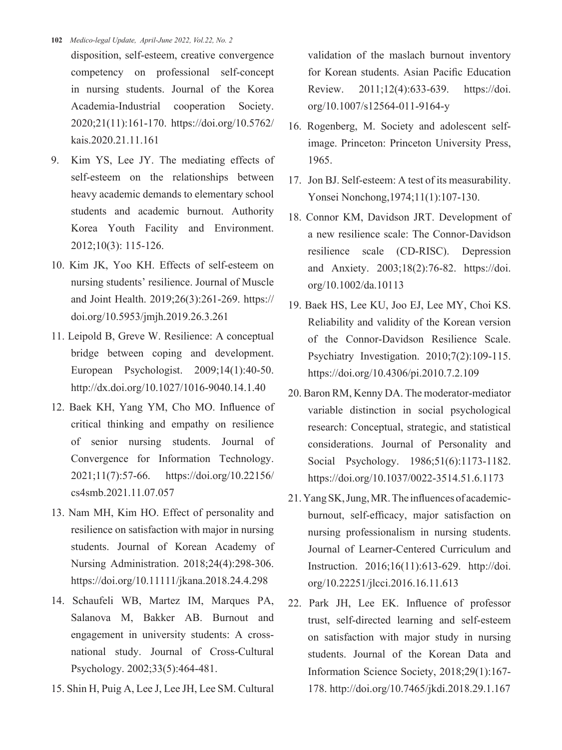disposition, self-esteem, creative convergence competency on professional self-concept in nursing students. Journal of the Korea Academia-Industrial cooperation Society. 2020;21(11):161-170. https://doi.org/10.5762/kais.2020.21.11.161

9. Kim YS, Lee JY. The mediating effects of self-esteem on the relationships between heavy academic demands to elementary school students and academic burnout. Authority Korea Youth Facility and Environment. 2012;10(3): 115-126.

10. Kim JK, Yoo KH. Effects of self-esteem on nursing students' resilience. Journal of Muscle and Joint Health. 2019;26(3):261-269. https://doi.org/10.5953/jmjh.2019.26.3.261

11. Leipold B, Greve W. Resilience: A conceptual bridge between coping and development. European Psychologist. 2009;14(1):40-50. http://dx.doi.org/10.1027/1016-9040.14.1.40

12. Baek KH, Yang YM, Cho MO. Influence of critical thinking and empathy on resilience of senior nursing students. Journal of Convergence for Information Technology. 2021;11(7):57-66. https://doi.org/10.22156/cs4smb.2021.11.07.057

13. Nam MH, Kim HO. Effect of personality and resilience on satisfaction with major in nursing students. Journal of Korean Academy of Nursing Administration. 2018;24(4):298-306. https://doi.org/10.11111/jkana.2018.24.4.298

14. Schaufeli WB, Martez IM, Marques PA, Salanova M, Bakker AB. Burnout and engagement in university students: A cross-national study. Journal of Cross-Cultural Psychology. 2002;33(5):464-481.

15. Shin H, Puig A, Lee J, Lee JH, Lee SM. Cultural validation of the maslach burnout inventory for Korean students. Asian Pacific Education Review. 2011;12(4):633-639. https://doi.org/10.1007/s12564-011-9164-y

16. Rogenberg, M. Society and adolescent self-image. Princeton: Princeton University Press, 1965.

17. Jon BJ. Self-esteem: A test of its measurability. Yonsei Nonchong,1974;11(1):107-130.

18. Connor KM, Davidson JRT. Development of a new resilience scale: The Connor-Davidson resilience scale (CD-RISC). Depression and Anxiety. 2003;18(2):76-82. https://doi.org/10.1002/da.10113

19. Baek HS, Lee KU, Joo EJ, Lee MY, Choi KS. Reliability and validity of the Korean version of the Connor-Davidson Resilience Scale. Psychiatry Investigation. 2010;7(2):109-115. https://doi.org/10.4306/pi.2010.7.2.109

20. Baron RM, Kenny DA. The moderator-mediator variable distinction in social psychological research: Conceptual, strategic, and statistical considerations. Journal of Personality and Social Psychology. 1986;51(6):1173-1182. https://doi.org/10.1037/0022-3514.51.6.1173

21. Yang SK, Jung, MR. The influences of academic-burnout, self-efficacy, major satisfaction on nursing professionalism in nursing students. Journal of Learner-Centered Curriculum and Instruction. 2016;16(11):613-629. http://doi.org/10.22251/jlcci.2016.16.11.613

22. Park JH, Lee EK. Influence of professor trust, self-directed learning and self-esteem on satisfaction with major study in nursing students. Journal of the Korean Data and Information Science Society, 2018;29(1):167-178. http://doi.org/10.7465/jkdi.2018.29.1.167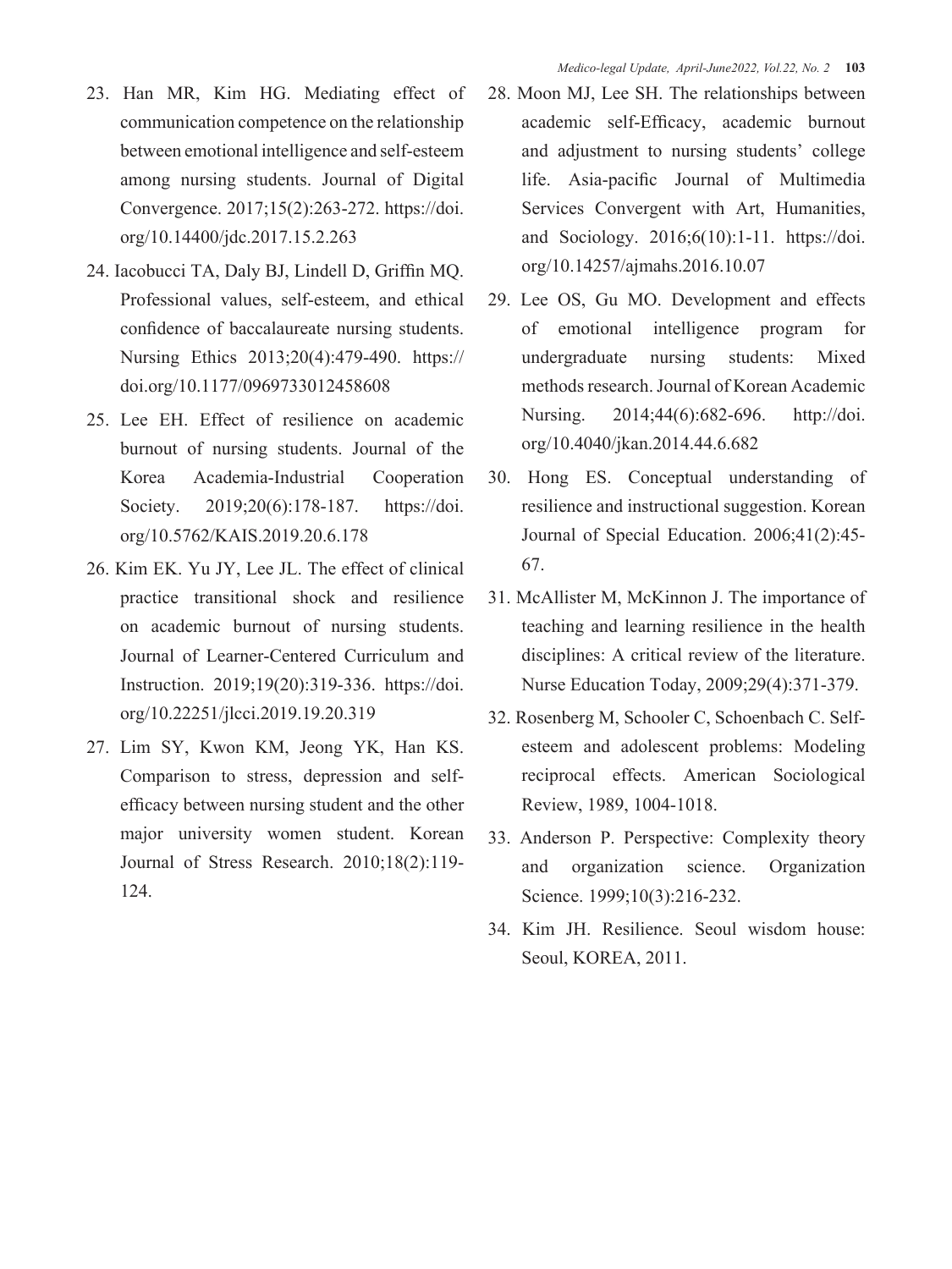23. Han MR, Kim HG. Mediating effect of communication competence on the relationship between emotional intelligence and self-esteem among nursing students. Journal of Digital Convergence. 2017;15(2):263-272. https://doi.org/10.14400/jdc.2017.15.2.263

24. Iacobucci TA, Daly BJ, Lindell D, Griffin MQ. Professional values, self-esteem, and ethical confidence of baccalaureate nursing students. Nursing Ethics 2013;20(4):479-490. https://doi.org/10.1177/0969733012458608

25. Lee EH. Effect of resilience on academic burnout of nursing students. Journal of the Korea Academia-Industrial Cooperation Society. 2019;20(6):178-187. https://doi.org/10.5762/KAIS.2019.20.6.178

26. Kim EK. Yu JY, Lee JL. The effect of clinical practice transitional shock and resilience on academic burnout of nursing students. Journal of Learner-Centered Curriculum and Instruction. 2019;19(20):319-336. https://doi.org/10.22251/jlcci.2019.19.20.319

27. Lim SY, Kwon KM, Jeong YK, Han KS. Comparison to stress, depression and self-efficacy between nursing student and the other major university women student. Korean Journal of Stress Research. 2010;18(2):119-124.

28. Moon MJ, Lee SH. The relationships between academic self-Efficacy, academic burnout and adjustment to nursing students' college life. Asia-pacific Journal of Multimedia Services Convergent with Art, Humanities, and Sociology. 2016;6(10):1-11. https://doi.org/10.14257/ajmahs.2016.10.07

29. Lee OS, Gu MO. Development and effects of emotional intelligence program for undergraduate nursing students: Mixed methods research. Journal of Korean Academic Nursing. 2014;44(6):682-696. http://doi.org/10.4040/jkan.2014.44.6.682

30. Hong ES. Conceptual understanding of resilience and instructional suggestion. Korean Journal of Special Education. 2006;41(2):45-67.

31. McAllister M, McKinnon J. The importance of teaching and learning resilience in the health disciplines: A critical review of the literature. Nurse Education Today, 2009;29(4):371-379.

32. Rosenberg M, Schooler C, Schoenbach C. Self-esteem and adolescent problems: Modeling reciprocal effects. American Sociological Review, 1989, 1004-1018.

33. Anderson P. Perspective: Complexity theory and organization science. Organization Science. 1999;10(3):216-232.

34. Kim JH. Resilience. Seoul wisdom house: Seoul, KOREA, 2011.